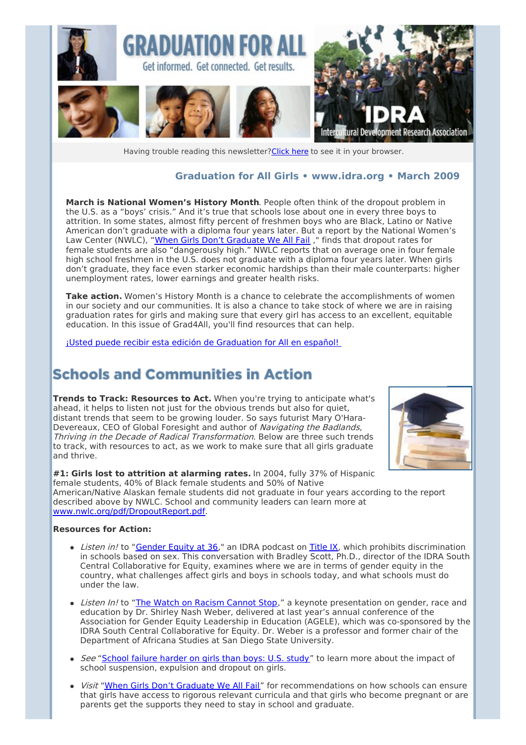# GRADUATION FOR ALL

Get informed. Get connected. Get results.

IDRA Intercultural Development Research Association

Having trouble reading this newsletter? Click here to see it in your browser.

### Graduation for All Girls • www.idra.org • March 2009

**March is National Women's History Month**. People often think of the dropout problem in the U.S. as a "boys' crisis." And it's true that schools lose about one in every three boys to attrition. In some states, almost fifty percent of freshmen boys who are Black, Latino or Native American don't graduate with a diploma four years later. But a report by the National Women's Law Center (NWLC), "When Girls Don't Graduate We All Fail ," finds that dropout rates for female students are also "dangerously high." NWLC reports that on average one in four female high school freshmen in the U.S. does not graduate with a diploma four years later. When girls don't graduate, they face even starker economic hardships than their male counterparts: higher unemployment rates, lower earnings and greater health risks.

**Take action.** Women's History Month is a chance to celebrate the accomplishments of women in our society and our communities. It is also a chance to take stock of where we are in raising graduation rates for girls and making sure that every girl has access to an excellent, equitable education. In this issue of Grad4All, you'll find resources that can help.

¡Usted puede recibir esta edición de Graduation for All en español!

## Schools and Communities in Action

**Trends to Track: Resources to Act.** When you're trying to anticipate what's ahead, it helps to listen not just for the obvious trends but also for quiet, distant trends that seem to be growing louder. So says futurist Mary O'Hara-Devereaux, CEO of Global Foresight and author of *Navigating the Badlands, Thriving in the Decade of Radical Transformation*. Below are three such trends to track, with resources to act, as we work to make sure that all girls graduate and thrive.

**#1: Girls lost to attrition at alarming rates.** In 2004, fully 37% of Hispanic female students, 40% of Black female students and 50% of Native American/Native Alaskan female students did not graduate in four years according to the report described above by NWLC. School and community leaders can learn more at www.nwlc.org/pdf/DropoutReport.pdf.

**Resources for Action:**

- *Listen in!* to "Gender Equity at 36," an IDRA podcast on Title IX, which prohibits discrimination in schools based on sex. This conversation with Bradley Scott, Ph.D., director of the IDRA South Central Collaborative for Equity, examines where we are in terms of gender equity in the country, what challenges affect girls and boys in schools today, and what schools must do under the law.
- *Listen In!* to "The Watch on Racism Cannot Stop," a keynote presentation on gender, race and education by Dr. Shirley Nash Weber, delivered at last year's annual conference of the Association for Gender Equity Leadership in Education (AGELE), which was co-sponsored by the IDRA South Central Collaborative for Equity. Dr. Weber is a professor and former chair of the Department of Africana Studies at San Diego State University.
- *See* "School failure harder on girls than boys: U.S. study" to learn more about the impact of school suspension, expulsion and dropout on girls.
- *Visit* "When Girls Don't Graduate We All Fail" for recommendations on how schools can ensure that girls have access to rigorous relevant curricula and that girls who become pregnant or are parents get the supports they need to stay in school and graduate.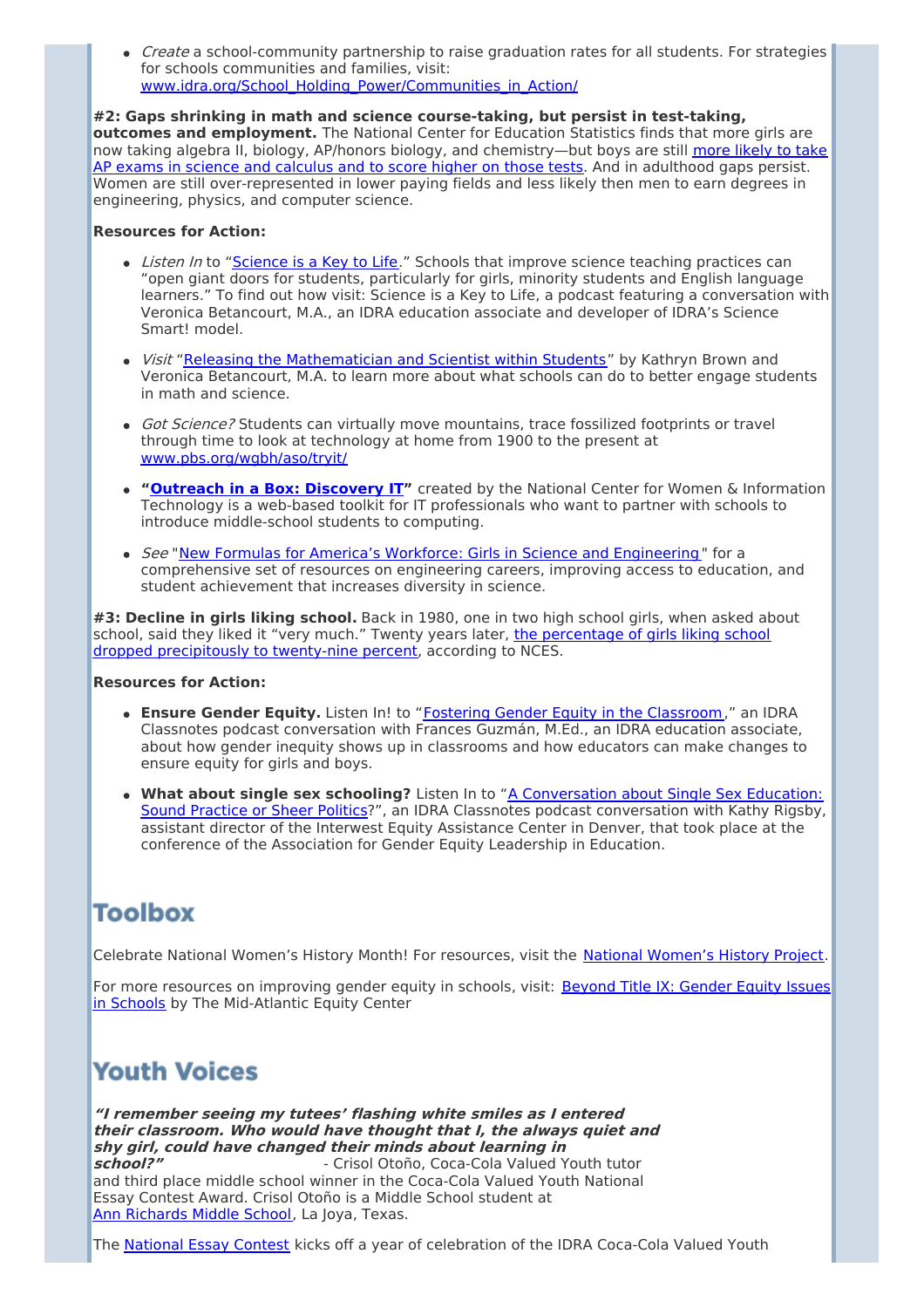- *Create* a school-community partnership to raise graduation rates for all students. For strategies for schools communities and families, visit: www.idra.org/School_Holding_Power/Communities_in_Action/

**#2: Gaps shrinking in math and science course-taking, but persist in test-taking, outcomes and employment.** The National Center for Education Statistics finds that more girls are now taking algebra II, biology, AP/honors biology, and chemistry—but boys are still more likely to take AP exams in science and calculus and to score higher on those tests. And in adulthood gaps persist. Women are still over-represented in lower paying fields and less likely then men to earn degrees in engineering, physics, and computer science.

**Resources for Action:**

- *Listen In* to "Science is a Key to Life." Schools that improve science teaching practices can "open giant doors for students, particularly for girls, minority students and English language learners." To find out how visit: Science is a Key to Life, a podcast featuring a conversation with Veronica Betancourt, M.A., an IDRA education associate and developer of IDRA's Science Smart! model.

- *Visit* "Releasing the Mathematician and Scientist within Students" by Kathryn Brown and Veronica Betancourt, M.A. to learn more about what schools can do to better engage students in math and science.

- *Got Science?* Students can virtually move mountains, trace fossilized footprints or travel through time to look at technology at home from 1900 to the present at www.pbs.org/wgbh/aso/tryit/

- **"Outreach in a Box: Discovery IT"** created by the National Center for Women & Information Technology is a web-based toolkit for IT professionals who want to partner with schools to introduce middle-school students to computing.

- *See* "New Formulas for America's Workforce: Girls in Science and Engineering" for a comprehensive set of resources on engineering careers, improving access to education, and student achievement that increases diversity in science.

**#3: Decline in girls liking school.** Back in 1980, one in two high school girls, when asked about school, said they liked it "very much." Twenty years later, the percentage of girls liking school dropped precipitously to twenty-nine percent, according to NCES.

**Resources for Action:**

- **Ensure Gender Equity.** Listen In! to "Fostering Gender Equity in the Classroom," an IDRA Classnotes podcast conversation with Frances Guzmán, M.Ed., an IDRA education associate, about how gender inequity shows up in classrooms and how educators can make changes to ensure equity for girls and boys.

- **What about single sex schooling?** Listen In to "A Conversation about Single Sex Education: Sound Practice or Sheer Politics?", an IDRA Classnotes podcast conversation with Kathy Rigsby, assistant director of the Interwest Equity Assistance Center in Denver, that took place at the conference of the Association for Gender Equity Leadership in Education.

## Toolbox

Celebrate National Women's History Month! For resources, visit the National Women's History Project.

For more resources on improving gender equity in schools, visit: Beyond Title IX: Gender Equity Issues in Schools by The Mid-Atlantic Equity Center

## Youth Voices

***"I remember seeing my tutees' flashing white smiles as I entered their classroom. Who would have thought that I, the always quiet and shy girl, could have changed their minds about learning in school?"*** - Crisol Otoño, Coca-Cola Valued Youth tutor and third place middle school winner in the Coca-Cola Valued Youth National Essay Contest Award. Crisol Otoño is a Middle School student at Ann Richards Middle School, La Joya, Texas.

The National Essay Contest kicks off a year of celebration of the IDRA Coca-Cola Valued Youth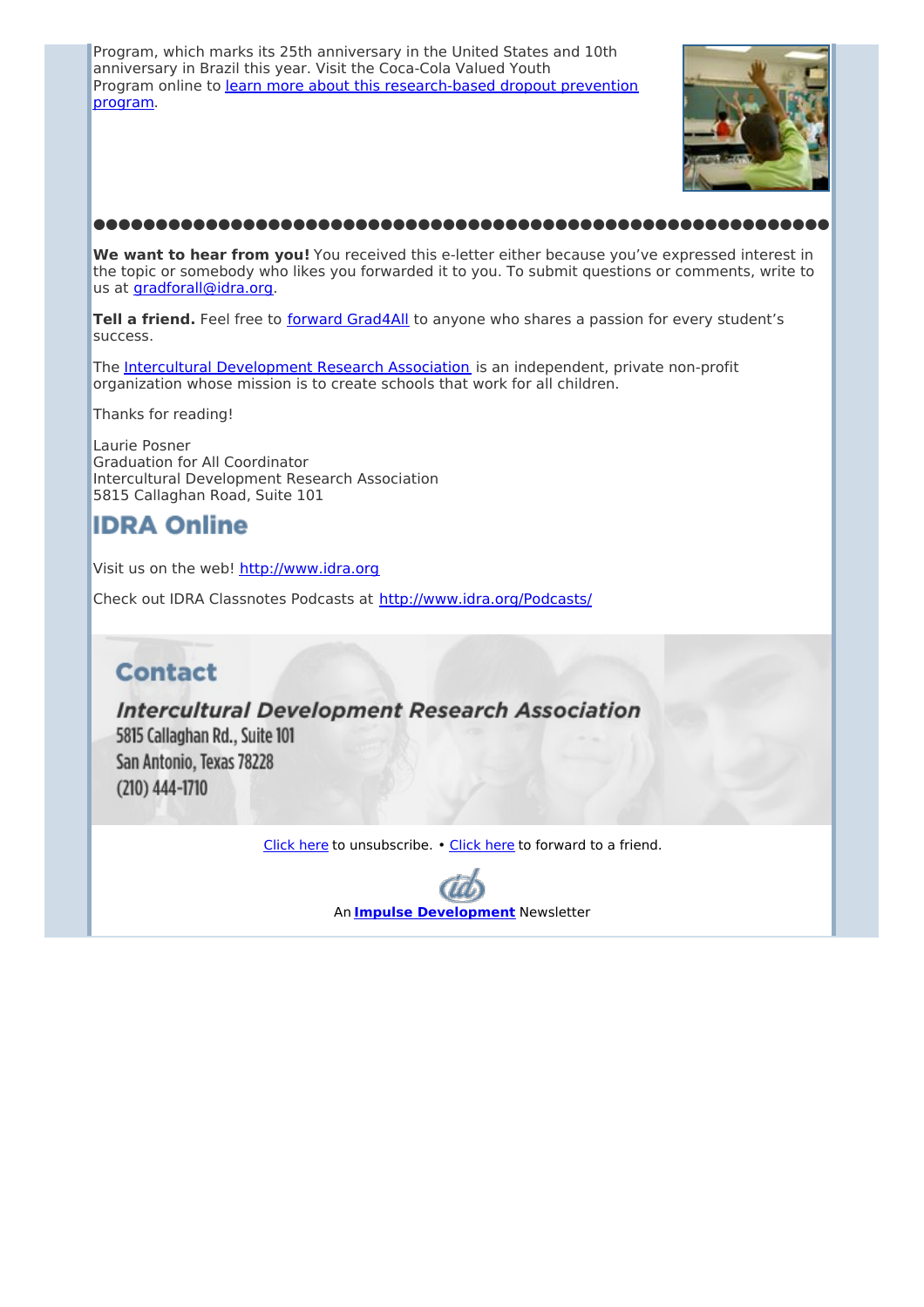Program, which marks its 25th anniversary in the United States and 10th anniversary in Brazil this year. Visit the Coca-Cola Valued Youth Program online to learn more about this research-based dropout prevention program.

●●●●●●●●●●●●●●●●●●●●●●●●●●●●●●●●●●●●●●●●●●●●●●●●●●●●●●●●●●●●●●●●●●●●●●

**We want to hear from you!** You received this e-letter either because you've expressed interest in the topic or somebody who likes you forwarded it to you. To submit questions or comments, write to us at gradforall@idra.org.

**Tell a friend.** Feel free to forward Grad4All to anyone who shares a passion for every student's success.

The Intercultural Development Research Association is an independent, private non-profit organization whose mission is to create schools that work for all children.

Thanks for reading!

Laurie Posner
Graduation for All Coordinator
Intercultural Development Research Association
5815 Callaghan Road, Suite 101

## IDRA Online

Visit us on the web! http://www.idra.org

Check out IDRA Classnotes Podcasts at http://www.idra.org/Podcasts/

## Contact

***Intercultural Development Research Association***
5815 Callaghan Rd., Suite 101
San Antonio, Texas 78228
(210) 444-1710

Click here to unsubscribe. • Click here to forward to a friend.

An **Impulse Development** Newsletter